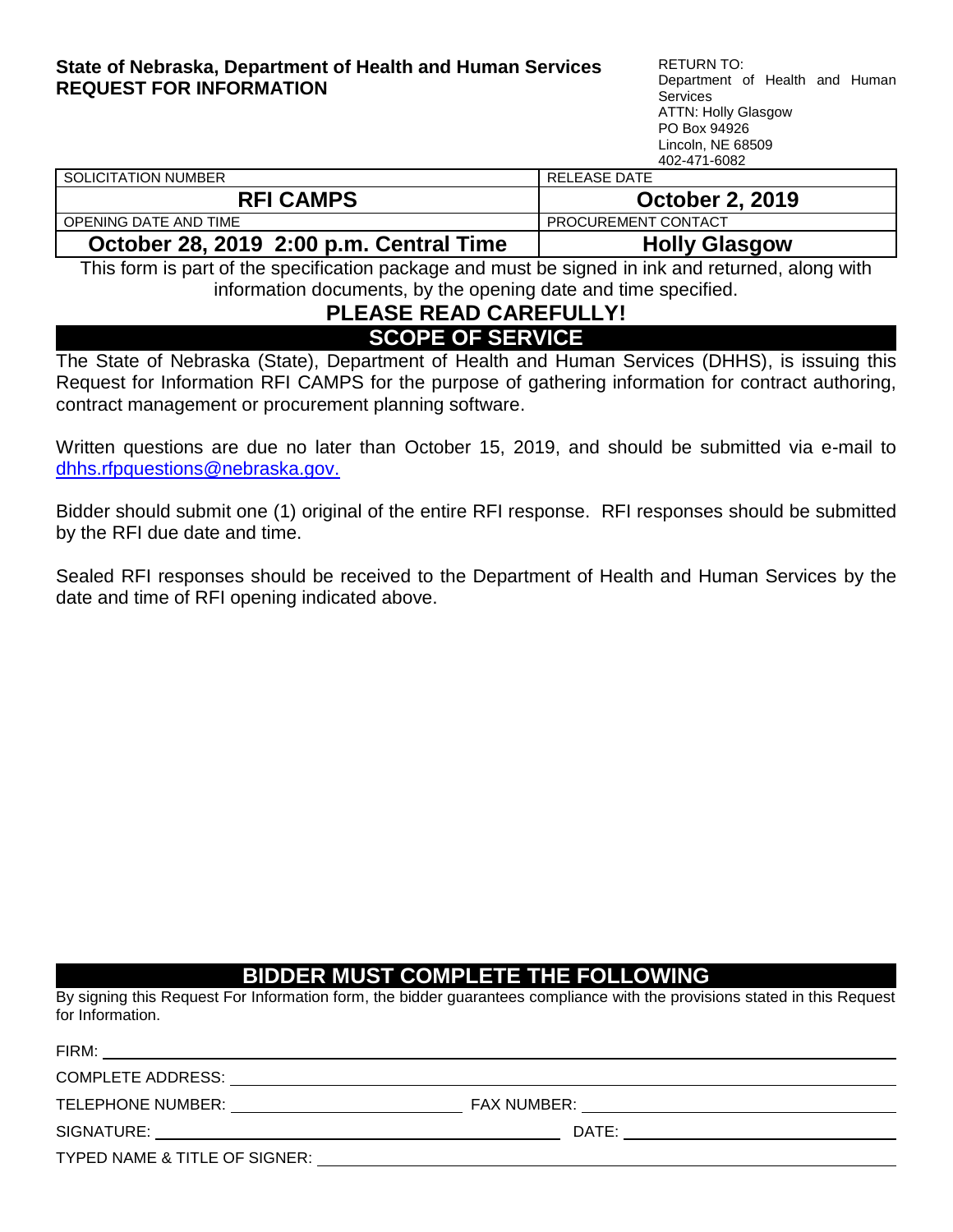**State of Nebraska, Department of Health and Human Services**
**REQUEST FOR INFORMATION**

RETURN TO:
Department of Health and Human Services
ATTN: Holly Glasgow
PO Box 94926
Lincoln, NE 68509
402-471-6082

| SOLICITATION NUMBER | RELEASE DATE |
|---|---|
| **RFI CAMPS** | **October 2, 2019** |
| OPENING DATE AND TIME | PROCUREMENT CONTACT |
| **October 28, 2019 2:00 p.m. Central Time** | **Holly Glasgow** |

This form is part of the specification package and must be signed in ink and returned, along with information documents, by the opening date and time specified.

## PLEASE READ CAREFULLY!

## SCOPE OF SERVICE

The State of Nebraska (State), Department of Health and Human Services (DHHS), is issuing this Request for Information RFI CAMPS for the purpose of gathering information for contract authoring, contract management or procurement planning software.

Written questions are due no later than October 15, 2019, and should be submitted via e-mail to dhhs.rfpquestions@nebraska.gov.

Bidder should submit one (1) original of the entire RFI response. RFI responses should be submitted by the RFI due date and time.

Sealed RFI responses should be received to the Department of Health and Human Services by the date and time of RFI opening indicated above.

## BIDDER MUST COMPLETE THE FOLLOWING

By signing this Request For Information form, the bidder guarantees compliance with the provisions stated in this Request for Information.

FIRM: ______________________________

COMPLETE ADDRESS: ______________________________

TELEPHONE NUMBER: ______________ FAX NUMBER: ______________

SIGNATURE: ______________________ DATE: ______________

TYPED NAME & TITLE OF SIGNER: ______________________________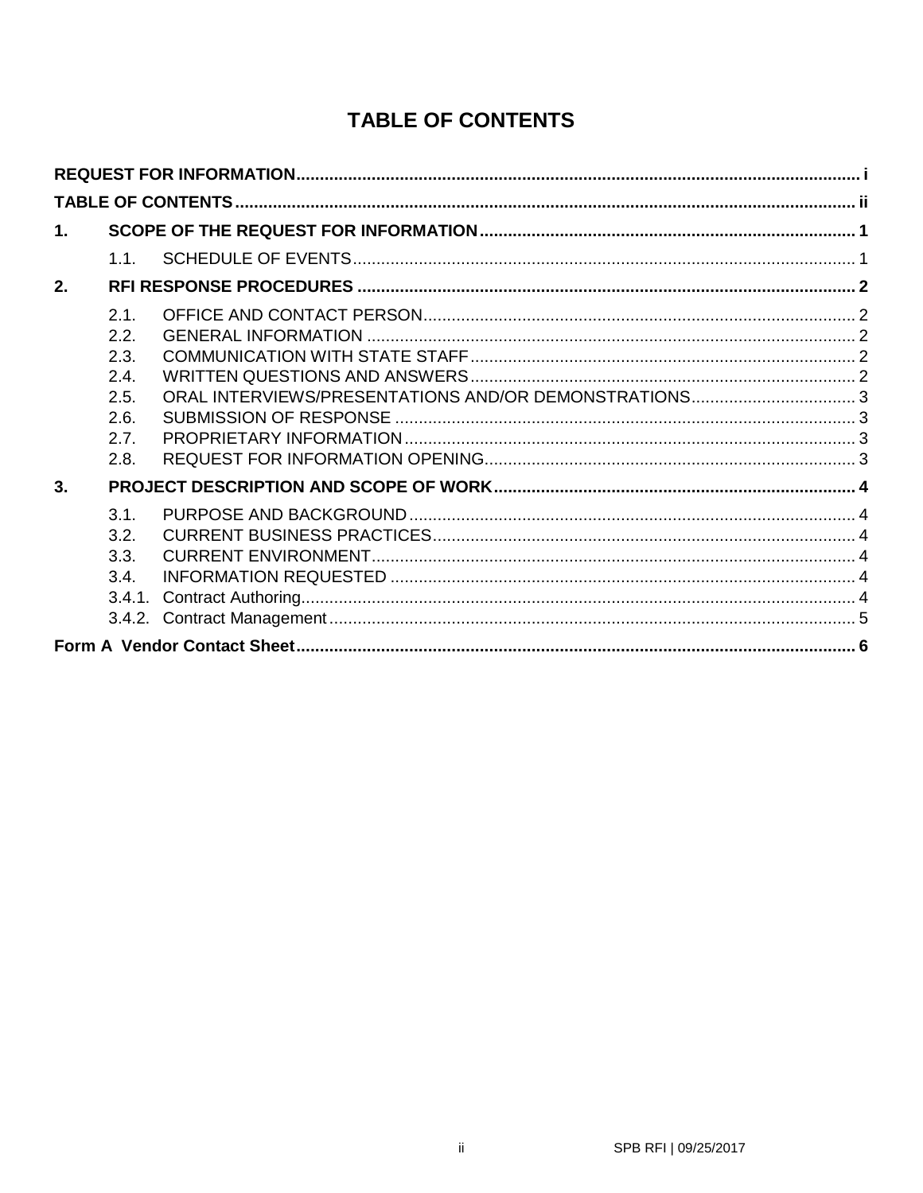# TABLE OF CONTENTS

**REQUEST FOR INFORMATION** ........ i

**TABLE OF CONTENTS** ........ ii

**1. SCOPE OF THE REQUEST FOR INFORMATION** ........ 1

- 1.1. SCHEDULE OF EVENTS ........ 1

**2. RFI RESPONSE PROCEDURES** ........ 2

- 2.1. OFFICE AND CONTACT PERSON ........ 2
- 2.2. GENERAL INFORMATION ........ 2
- 2.3. COMMUNICATION WITH STATE STAFF ........ 2
- 2.4. WRITTEN QUESTIONS AND ANSWERS ........ 2
- 2.5. ORAL INTERVIEWS/PRESENTATIONS AND/OR DEMONSTRATIONS ........ 3
- 2.6. SUBMISSION OF RESPONSE ........ 3
- 2.7. PROPRIETARY INFORMATION ........ 3
- 2.8. REQUEST FOR INFORMATION OPENING ........ 3

**3. PROJECT DESCRIPTION AND SCOPE OF WORK** ........ 4

- 3.1. PURPOSE AND BACKGROUND ........ 4
- 3.2. CURRENT BUSINESS PRACTICES ........ 4
- 3.3. CURRENT ENVIRONMENT ........ 4
- 3.4. INFORMATION REQUESTED ........ 4
- 3.4.1. Contract Authoring ........ 4
- 3.4.2. Contract Management ........ 5

**Form A Vendor Contact Sheet** ........ 6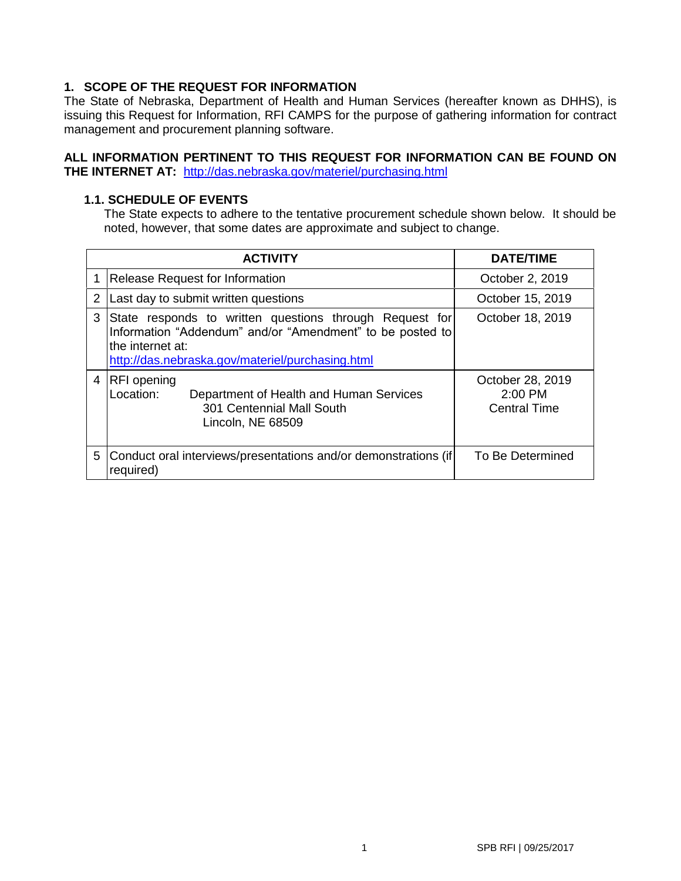## 1. SCOPE OF THE REQUEST FOR INFORMATION

The State of Nebraska, Department of Health and Human Services (hereafter known as DHHS), is issuing this Request for Information, RFI CAMPS for the purpose of gathering information for contract management and procurement planning software.

**ALL INFORMATION PERTINENT TO THIS REQUEST FOR INFORMATION CAN BE FOUND ON THE INTERNET AT:** http://das.nebraska.gov/materiel/purchasing.html

### 1.1. SCHEDULE OF EVENTS

The State expects to adhere to the tentative procurement schedule shown below. It should be noted, however, that some dates are approximate and subject to change.

| | ACTIVITY | DATE/TIME |
|---|---|---|
| 1 | Release Request for Information | October 2, 2019 |
| 2 | Last day to submit written questions | October 15, 2019 |
| 3 | State responds to written questions through Request for Information "Addendum" and/or "Amendment" to be posted to the internet at: http://das.nebraska.gov/materiel/purchasing.html | October 18, 2019 |
| 4 | RFI opening<br>Location: Department of Health and Human Services<br>301 Centennial Mall South<br>Lincoln, NE 68509 | October 28, 2019<br>2:00 PM<br>Central Time |
| 5 | Conduct oral interviews/presentations and/or demonstrations (if required) | To Be Determined |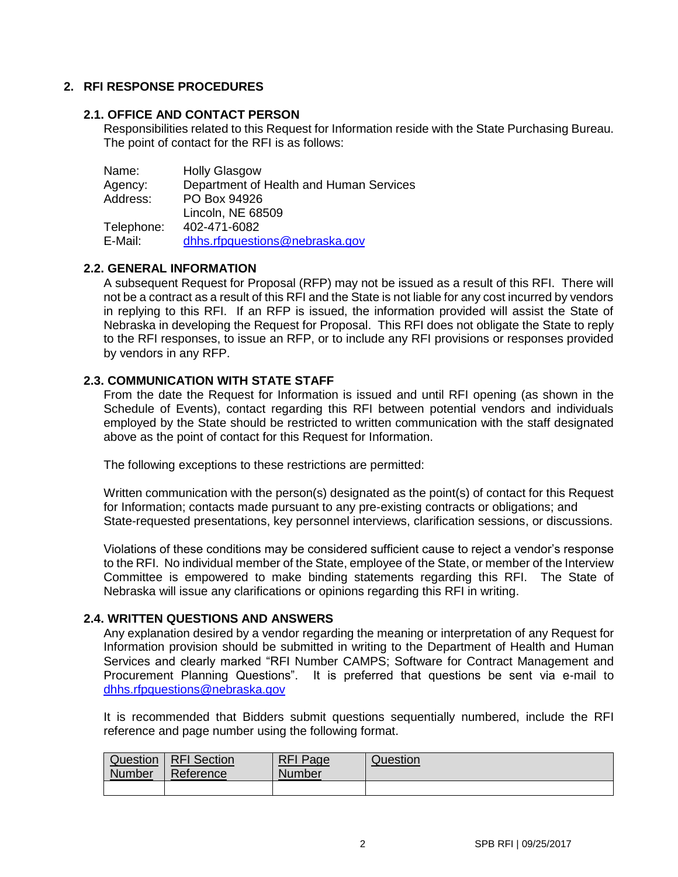## 2. RFI RESPONSE PROCEDURES

### 2.1. OFFICE AND CONTACT PERSON

Responsibilities related to this Request for Information reside with the State Purchasing Bureau. The point of contact for the RFI is as follows:

Name: Holly Glasgow
Agency: Department of Health and Human Services
Address: PO Box 94926
Lincoln, NE 68509
Telephone: 402-471-6082
E-Mail: dhhs.rfpquestions@nebraska.gov

### 2.2. GENERAL INFORMATION

A subsequent Request for Proposal (RFP) may not be issued as a result of this RFI. There will not be a contract as a result of this RFI and the State is not liable for any cost incurred by vendors in replying to this RFI. If an RFP is issued, the information provided will assist the State of Nebraska in developing the Request for Proposal. This RFI does not obligate the State to reply to the RFI responses, to issue an RFP, or to include any RFI provisions or responses provided by vendors in any RFP.

### 2.3. COMMUNICATION WITH STATE STAFF

From the date the Request for Information is issued and until RFI opening (as shown in the Schedule of Events), contact regarding this RFI between potential vendors and individuals employed by the State should be restricted to written communication with the staff designated above as the point of contact for this Request for Information.

The following exceptions to these restrictions are permitted:

Written communication with the person(s) designated as the point(s) of contact for this Request for Information; contacts made pursuant to any pre-existing contracts or obligations; and State-requested presentations, key personnel interviews, clarification sessions, or discussions.

Violations of these conditions may be considered sufficient cause to reject a vendor's response to the RFI. No individual member of the State, employee of the State, or member of the Interview Committee is empowered to make binding statements regarding this RFI. The State of Nebraska will issue any clarifications or opinions regarding this RFI in writing.

### 2.4. WRITTEN QUESTIONS AND ANSWERS

Any explanation desired by a vendor regarding the meaning or interpretation of any Request for Information provision should be submitted in writing to the Department of Health and Human Services and clearly marked "RFI Number CAMPS; Software for Contract Management and Procurement Planning Questions". It is preferred that questions be sent via e-mail to dhhs.rfpquestions@nebraska.gov

It is recommended that Bidders submit questions sequentially numbered, include the RFI reference and page number using the following format.

| Question Number | RFI Section Reference | RFI Page Number | Question |
|---|---|---|---|
| | | | |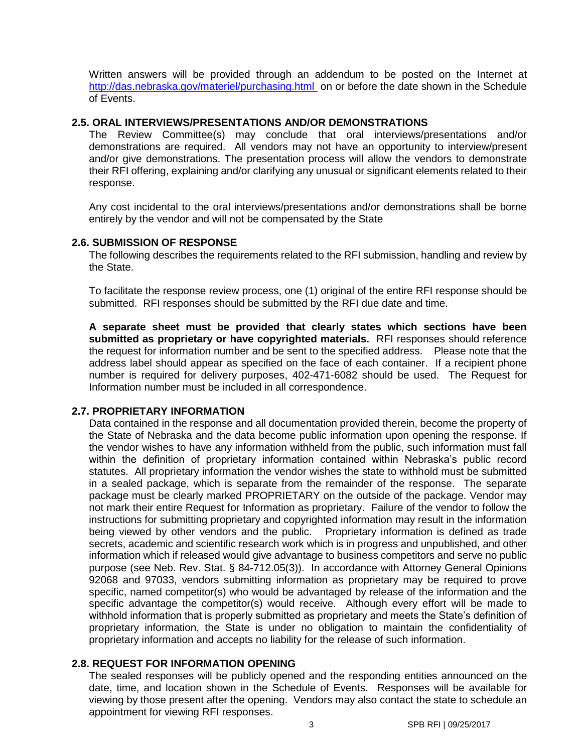Written answers will be provided through an addendum to be posted on the Internet at http://das.nebraska.gov/materiel/purchasing.html on or before the date shown in the Schedule of Events.

## 2.5. ORAL INTERVIEWS/PRESENTATIONS AND/OR DEMONSTRATIONS

The Review Committee(s) may conclude that oral interviews/presentations and/or demonstrations are required. All vendors may not have an opportunity to interview/present and/or give demonstrations. The presentation process will allow the vendors to demonstrate their RFI offering, explaining and/or clarifying any unusual or significant elements related to their response.

Any cost incidental to the oral interviews/presentations and/or demonstrations shall be borne entirely by the vendor and will not be compensated by the State

## 2.6. SUBMISSION OF RESPONSE

The following describes the requirements related to the RFI submission, handling and review by the State.

To facilitate the response review process, one (1) original of the entire RFI response should be submitted. RFI responses should be submitted by the RFI due date and time.

**A separate sheet must be provided that clearly states which sections have been submitted as proprietary or have copyrighted materials.** RFI responses should reference the request for information number and be sent to the specified address. Please note that the address label should appear as specified on the face of each container. If a recipient phone number is required for delivery purposes, 402-471-6082 should be used. The Request for Information number must be included in all correspondence.

## 2.7. PROPRIETARY INFORMATION

Data contained in the response and all documentation provided therein, become the property of the State of Nebraska and the data become public information upon opening the response. If the vendor wishes to have any information withheld from the public, such information must fall within the definition of proprietary information contained within Nebraska's public record statutes. All proprietary information the vendor wishes the state to withhold must be submitted in a sealed package, which is separate from the remainder of the response. The separate package must be clearly marked PROPRIETARY on the outside of the package. Vendor may not mark their entire Request for Information as proprietary. Failure of the vendor to follow the instructions for submitting proprietary and copyrighted information may result in the information being viewed by other vendors and the public. Proprietary information is defined as trade secrets, academic and scientific research work which is in progress and unpublished, and other information which if released would give advantage to business competitors and serve no public purpose (see Neb. Rev. Stat. § 84-712.05(3)). In accordance with Attorney General Opinions 92068 and 97033, vendors submitting information as proprietary may be required to prove specific, named competitor(s) who would be advantaged by release of the information and the specific advantage the competitor(s) would receive. Although every effort will be made to withhold information that is properly submitted as proprietary and meets the State's definition of proprietary information, the State is under no obligation to maintain the confidentiality of proprietary information and accepts no liability for the release of such information.

## 2.8. REQUEST FOR INFORMATION OPENING

The sealed responses will be publicly opened and the responding entities announced on the date, time, and location shown in the Schedule of Events. Responses will be available for viewing by those present after the opening. Vendors may also contact the state to schedule an appointment for viewing RFI responses.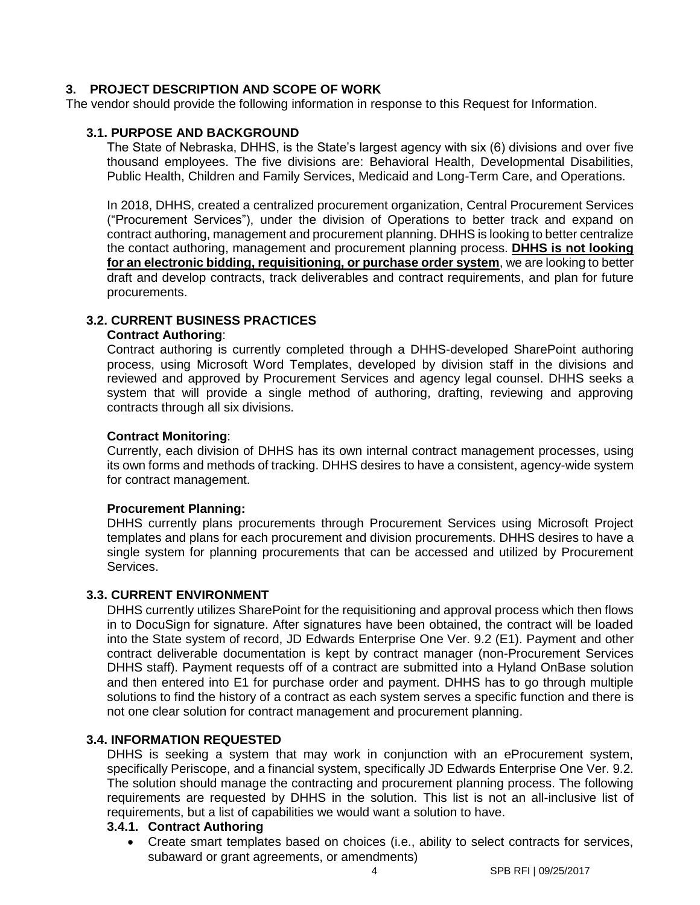## 3. PROJECT DESCRIPTION AND SCOPE OF WORK

The vendor should provide the following information in response to this Request for Information.

### 3.1. PURPOSE AND BACKGROUND

The State of Nebraska, DHHS, is the State's largest agency with six (6) divisions and over five thousand employees. The five divisions are: Behavioral Health, Developmental Disabilities, Public Health, Children and Family Services, Medicaid and Long-Term Care, and Operations.

In 2018, DHHS, created a centralized procurement organization, Central Procurement Services ("Procurement Services"), under the division of Operations to better track and expand on contract authoring, management and procurement planning. DHHS is looking to better centralize the contact authoring, management and procurement planning process. **DHHS is not looking for an electronic bidding, requisitioning, or purchase order system**, we are looking to better draft and develop contracts, track deliverables and contract requirements, and plan for future procurements.

### 3.2. CURRENT BUSINESS PRACTICES

**Contract Authoring**:

Contract authoring is currently completed through a DHHS-developed SharePoint authoring process, using Microsoft Word Templates, developed by division staff in the divisions and reviewed and approved by Procurement Services and agency legal counsel. DHHS seeks a system that will provide a single method of authoring, drafting, reviewing and approving contracts through all six divisions.

**Contract Monitoring**:

Currently, each division of DHHS has its own internal contract management processes, using its own forms and methods of tracking. DHHS desires to have a consistent, agency-wide system for contract management.

**Procurement Planning:**

DHHS currently plans procurements through Procurement Services using Microsoft Project templates and plans for each procurement and division procurements. DHHS desires to have a single system for planning procurements that can be accessed and utilized by Procurement Services.

### 3.3. CURRENT ENVIRONMENT

DHHS currently utilizes SharePoint for the requisitioning and approval process which then flows in to DocuSign for signature. After signatures have been obtained, the contract will be loaded into the State system of record, JD Edwards Enterprise One Ver. 9.2 (E1). Payment and other contract deliverable documentation is kept by contract manager (non-Procurement Services DHHS staff). Payment requests off of a contract are submitted into a Hyland OnBase solution and then entered into E1 for purchase order and payment. DHHS has to go through multiple solutions to find the history of a contract as each system serves a specific function and there is not one clear solution for contract management and procurement planning.

### 3.4. INFORMATION REQUESTED

DHHS is seeking a system that may work in conjunction with an eProcurement system, specifically Periscope, and a financial system, specifically JD Edwards Enterprise One Ver. 9.2. The solution should manage the contracting and procurement planning process. The following requirements are requested by DHHS in the solution. This list is not an all-inclusive list of requirements, but a list of capabilities we would want a solution to have.

#### 3.4.1. Contract Authoring

- Create smart templates based on choices (i.e., ability to select contracts for services, subaward or grant agreements, or amendments)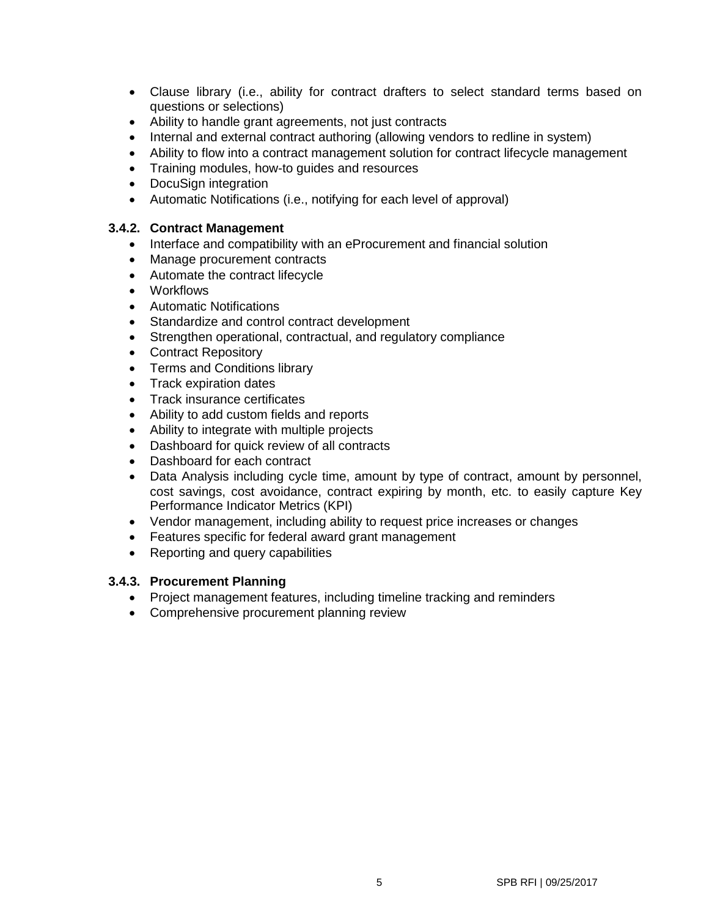- Clause library (i.e., ability for contract drafters to select standard terms based on questions or selections)
- Ability to handle grant agreements, not just contracts
- Internal and external contract authoring (allowing vendors to redline in system)
- Ability to flow into a contract management solution for contract lifecycle management
- Training modules, how-to guides and resources
- DocuSign integration
- Automatic Notifications (i.e., notifying for each level of approval)

### 3.4.2. Contract Management

- Interface and compatibility with an eProcurement and financial solution
- Manage procurement contracts
- Automate the contract lifecycle
- Workflows
- Automatic Notifications
- Standardize and control contract development
- Strengthen operational, contractual, and regulatory compliance
- Contract Repository
- Terms and Conditions library
- Track expiration dates
- Track insurance certificates
- Ability to add custom fields and reports
- Ability to integrate with multiple projects
- Dashboard for quick review of all contracts
- Dashboard for each contract
- Data Analysis including cycle time, amount by type of contract, amount by personnel, cost savings, cost avoidance, contract expiring by month, etc. to easily capture Key Performance Indicator Metrics (KPI)
- Vendor management, including ability to request price increases or changes
- Features specific for federal award grant management
- Reporting and query capabilities

### 3.4.3. Procurement Planning

- Project management features, including timeline tracking and reminders
- Comprehensive procurement planning review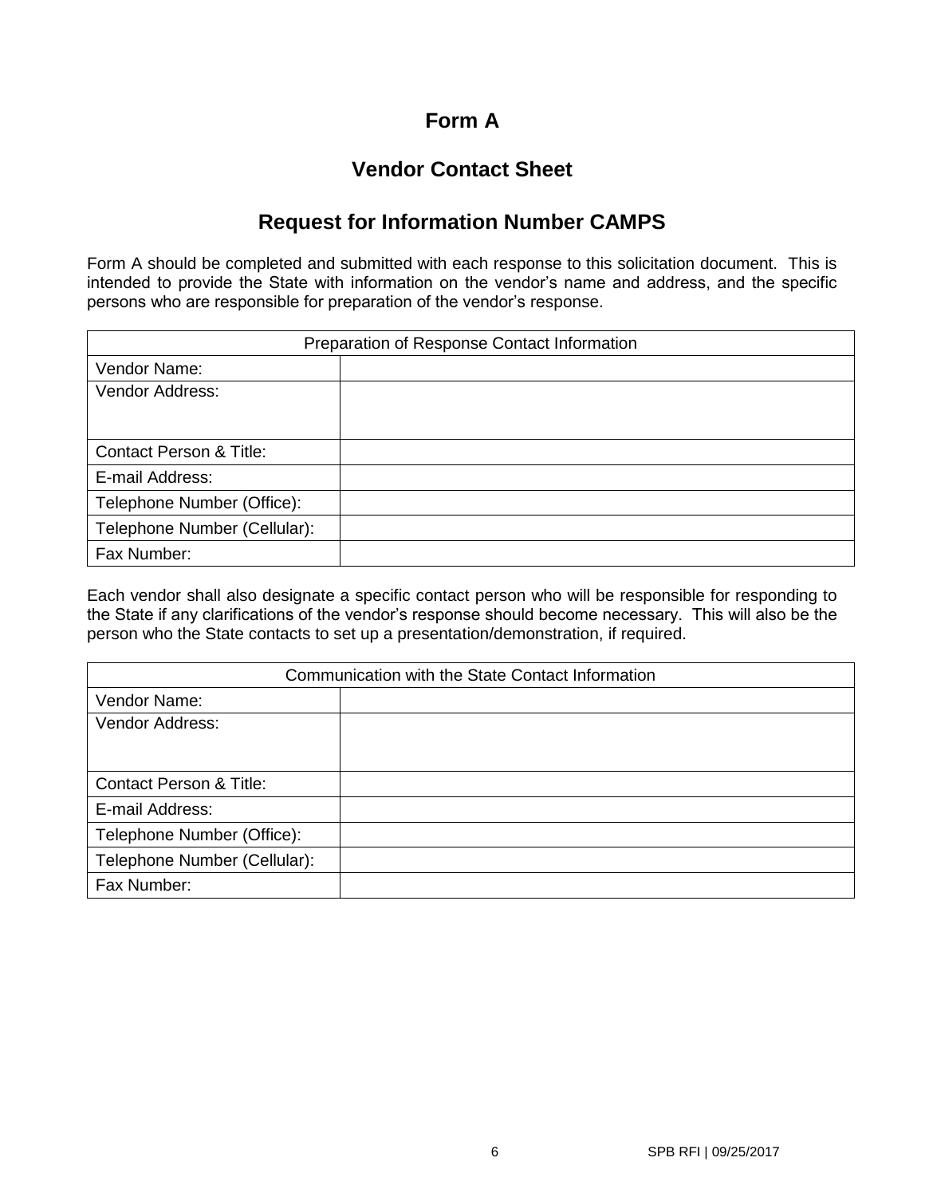# Form A

## Vendor Contact Sheet

## Request for Information Number CAMPS

Form A should be completed and submitted with each response to this solicitation document. This is intended to provide the State with information on the vendor's name and address, and the specific persons who are responsible for preparation of the vendor's response.

| Preparation of Response Contact Information | |
|---|---|
| Vendor Name: | |
| Vendor Address: | |
| Contact Person & Title: | |
| E-mail Address: | |
| Telephone Number (Office): | |
| Telephone Number (Cellular): | |
| Fax Number: | |

Each vendor shall also designate a specific contact person who will be responsible for responding to the State if any clarifications of the vendor's response should become necessary. This will also be the person who the State contacts to set up a presentation/demonstration, if required.

| Communication with the State Contact Information | |
|---|---|
| Vendor Name: | |
| Vendor Address: | |
| Contact Person & Title: | |
| E-mail Address: | |
| Telephone Number (Office): | |
| Telephone Number (Cellular): | |
| Fax Number: | |